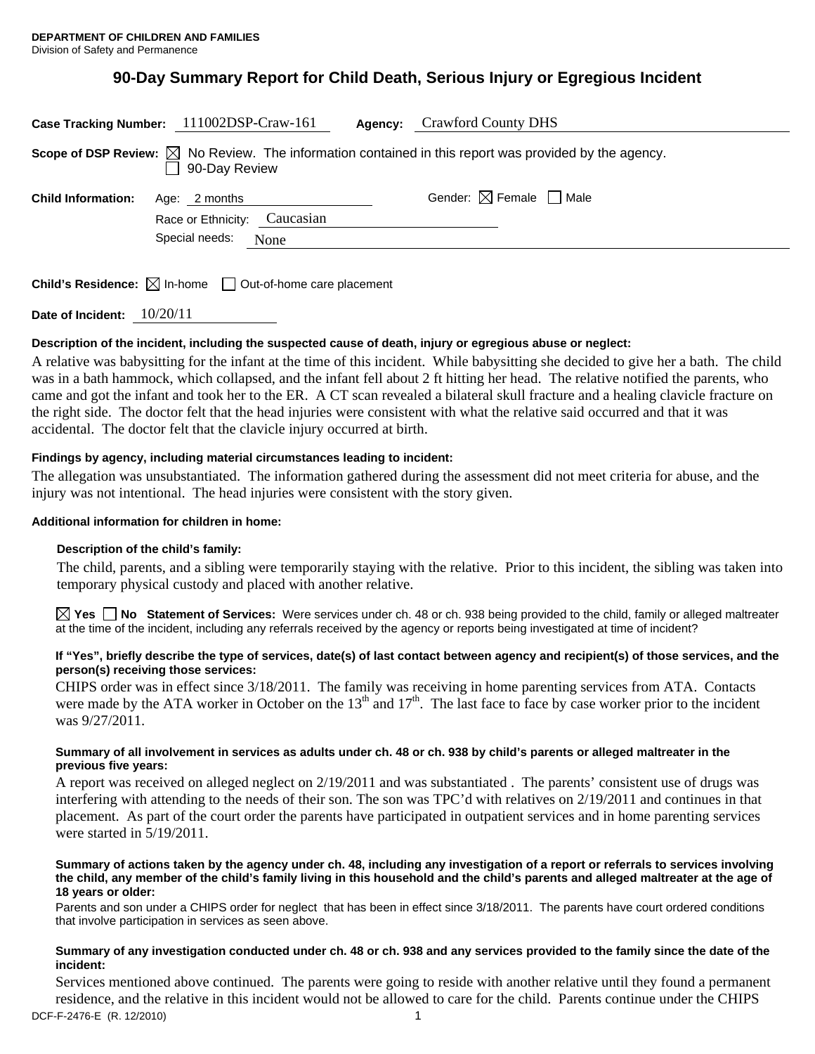**DEPARTMENT OF CHILDREN AND FAMILIES**
Division of Safety and Permanence

# 90-Day Summary Report for Child Death, Serious Injury or Egregious Incident

**Case Tracking Number:** 111002DSP-Craw-161 **Agency:** Crawford County DHS

**Scope of DSP Review:** ☒ No Review. The information contained in this report was provided by the agency.
☐ 90-Day Review

**Child Information:** Age: 2 months Gender: ☒ Female ☐ Male
Race or Ethnicity: Caucasian
Special needs: None

**Child's Residence:** ☒ In-home ☐ Out-of-home care placement

**Date of Incident:** 10/20/11

**Description of the incident, including the suspected cause of death, injury or egregious abuse or neglect:**

A relative was babysitting for the infant at the time of this incident. While babysitting she decided to give her a bath. The child was in a bath hammock, which collapsed, and the infant fell about 2 ft hitting her head. The relative notified the parents, who came and got the infant and took her to the ER. A CT scan revealed a bilateral skull fracture and a healing clavicle fracture on the right side. The doctor felt that the head injuries were consistent with what the relative said occurred and that it was accidental. The doctor felt that the clavicle injury occurred at birth.

**Findings by agency, including material circumstances leading to incident:**

The allegation was unsubstantiated. The information gathered during the assessment did not meet criteria for abuse, and the injury was not intentional. The head injuries were consistent with the story given.

**Additional information for children in home:**

**Description of the child's family:**

The child, parents, and a sibling were temporarily staying with the relative. Prior to this incident, the sibling was taken into temporary physical custody and placed with another relative.

☒ **Yes** ☐ **No** **Statement of Services:** Were services under ch. 48 or ch. 938 being provided to the child, family or alleged maltreater at the time of the incident, including any referrals received by the agency or reports being investigated at time of incident?

**If "Yes", briefly describe the type of services, date(s) of last contact between agency and recipient(s) of those services, and the person(s) receiving those services:**

CHIPS order was in effect since 3/18/2011. The family was receiving in home parenting services from ATA. Contacts were made by the ATA worker in October on the 13th and 17th. The last face to face by case worker prior to the incident was 9/27/2011.

**Summary of all involvement in services as adults under ch. 48 or ch. 938 by child's parents or alleged maltreater in the previous five years:**

A report was received on alleged neglect on 2/19/2011 and was substantiated . The parents' consistent use of drugs was interfering with attending to the needs of their son. The son was TPC'd with relatives on 2/19/2011 and continues in that placement. As part of the court order the parents have participated in outpatient services and in home parenting services were started in 5/19/2011.

**Summary of actions taken by the agency under ch. 48, including any investigation of a report or referrals to services involving the child, any member of the child's family living in this household and the child's parents and alleged maltreater at the age of 18 years or older:**

Parents and son under a CHIPS order for neglect that has been in effect since 3/18/2011. The parents have court ordered conditions that involve participation in services as seen above.

**Summary of any investigation conducted under ch. 48 or ch. 938 and any services provided to the family since the date of the incident:**

Services mentioned above continued. The parents were going to reside with another relative until they found a permanent residence, and the relative in this incident would not be allowed to care for the child. Parents continue under the CHIPS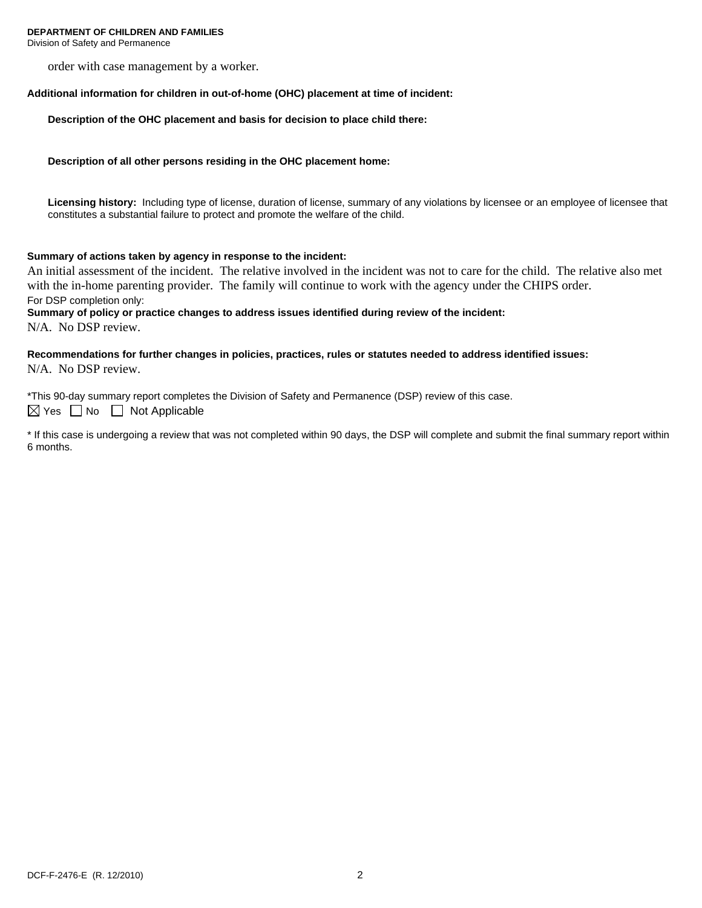order with case management by a worker.

**Additional information for children in out-of-home (OHC) placement at time of incident:**

**Description of the OHC placement and basis for decision to place child there:**

**Description of all other persons residing in the OHC placement home:**

**Licensing history:** Including type of license, duration of license, summary of any violations by licensee or an employee of licensee that constitutes a substantial failure to protect and promote the welfare of the child.

**Summary of actions taken by agency in response to the incident:**

An initial assessment of the incident. The relative involved in the incident was not to care for the child. The relative also met with the in-home parenting provider. The family will continue to work with the agency under the CHIPS order.

For DSP completion only:

**Summary of policy or practice changes to address issues identified during review of the incident:**

N/A. No DSP review.

**Recommendations for further changes in policies, practices, rules or statutes needed to address identified issues:**

N/A. No DSP review.

*This 90-day summary report completes the Division of Safety and Permanence (DSP) review of this case.

☒ Yes ☐ No ☐ Not Applicable

* If this case is undergoing a review that was not completed within 90 days, the DSP will complete and submit the final summary report within 6 months.